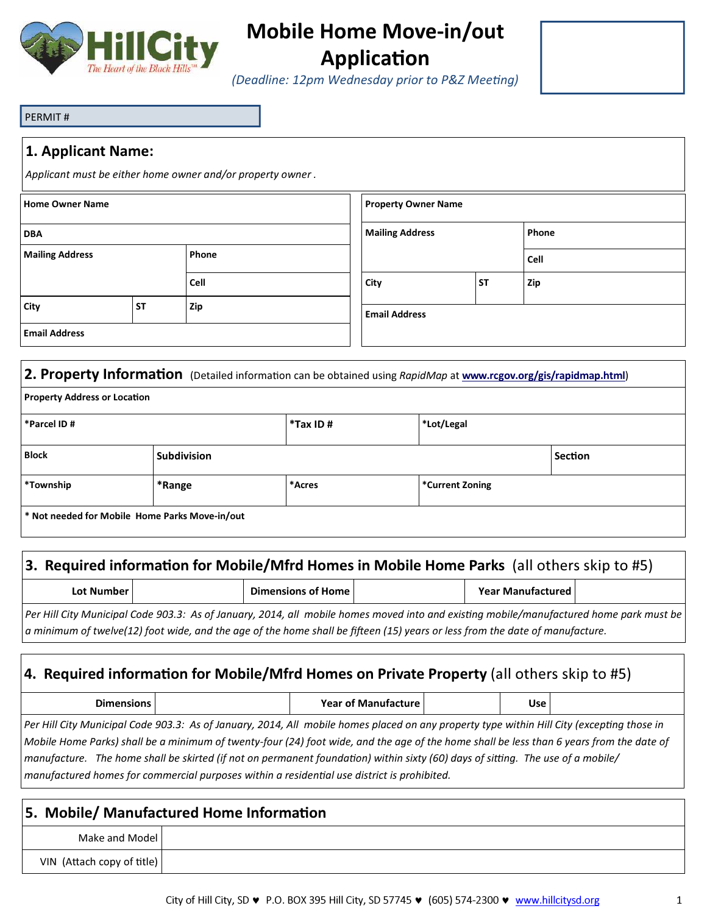# Mobile Home Move-in/out Application

*(Deadline: 12pm Wednesday prior to P&Z Meeting)*

PERMIT #

## 1. Applicant Name:

*Applicant must be either home owner and/or property owner .*

| **Home Owner Name** | | |
|---|---|---|
| **DBA** | | |
| **Mailing Address** | | **Phone** |
| | | **Cell** |
| **City** | **ST** | **Zip** |
| **Email Address** | | |

| **Property Owner Name** | | |
|---|---|---|
| **Mailing Address** | | **Phone** |
| | | **Cell** |
| **City** | **ST** | **Zip** |
| **Email Address** | | |

## 2. Property Information (Detailed information can be obtained using *RapidMap* at **www.rcgov.org/gis/rapidmap.html**)

| **Property Address or Location** | | | | |
|---|---|---|---|---|
| ***Parcel ID #** | | ***Tax ID #** | ***Lot/Legal** | |
| **Block** | **Subdivision** | | | **Section** |
| ***Township** | ***Range** | ***Acres** | ***Current Zoning** | |
| *** Not needed for Mobile Home Parks Move-in/out** | | | | |

## 3. Required information for Mobile/Mfrd Homes in Mobile Home Parks (all others skip to #5)

| **Lot Number** | | **Dimensions of Home** | | **Year Manufactured** | |
|---|---|---|---|---|---|

*Per Hill City Municipal Code 903.3: As of January, 2014, all mobile homes moved into and existing mobile/manufactured home park must be a minimum of twelve(12) foot wide, and the age of the home shall be fifteen (15) years or less from the date of manufacture.*

## 4. Required information for Mobile/Mfrd Homes on Private Property (all others skip to #5)

| **Dimensions** | | **Year of Manufacture** | | **Use** | |
|---|---|---|---|---|---|

*Per Hill City Municipal Code 903.3: As of January, 2014, All mobile homes placed on any property type within Hill City (excepting those in Mobile Home Parks) shall be a minimum of twenty-four (24) foot wide, and the age of the home shall be less than 6 years from the date of manufacture. The home shall be skirted (if not on permanent foundation) within sixty (60) days of sitting. The use of a mobile/ manufactured homes for commercial purposes within a residential use district is prohibited.*

## 5. Mobile/ Manufactured Home Information

| Make and Model | |
|---|---|
| VIN (Attach copy of title) | |

City of Hill City, SD ♥ P.O. BOX 395 Hill City, SD 57745 ♥ (605) 574-2300 ♥ www.hillcitysd.org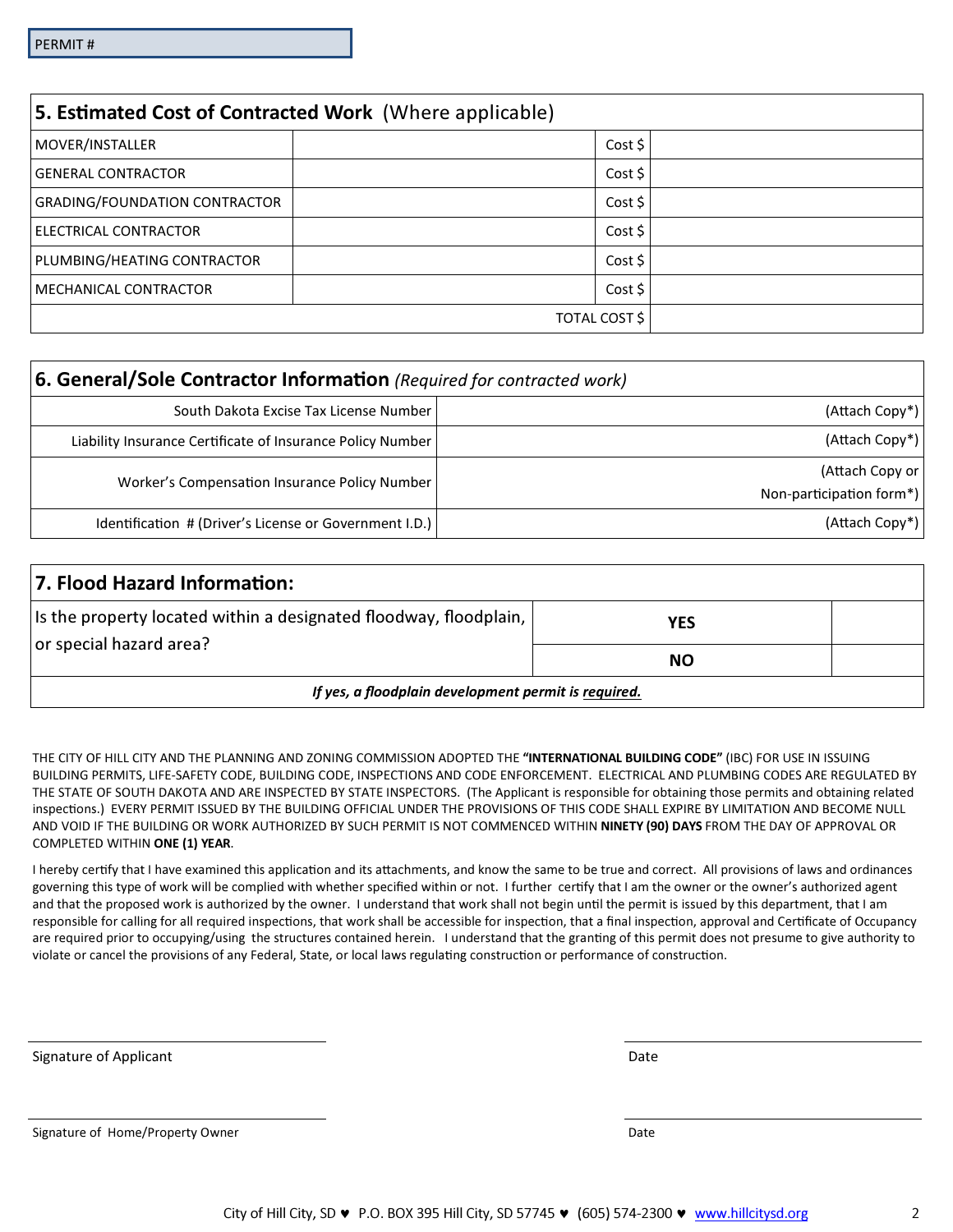PERMIT #

## 5. Estimated Cost of Contracted Work (Where applicable)

| | | | |
|---|---|---|---|
| MOVER/INSTALLER | | Cost $ | |
| GENERAL CONTRACTOR | | Cost $ | |
| GRADING/FOUNDATION CONTRACTOR | | Cost $ | |
| ELECTRICAL CONTRACTOR | | Cost $ | |
| PLUMBING/HEATING CONTRACTOR | | Cost $ | |
| MECHANICAL CONTRACTOR | | Cost $ | |
| | | TOTAL COST $ | |

## 6. General/Sole Contractor Information *(Required for contracted work)*

| | |
|---|---|
| South Dakota Excise Tax License Number | (Attach Copy*) |
| Liability Insurance Certificate of Insurance Policy Number | (Attach Copy*) |
| Worker's Compensation Insurance Policy Number | (Attach Copy or Non-participation form*) |
| Identification # (Driver's License or Government I.D.) | (Attach Copy*) |

## 7. Flood Hazard Information:

| | | |
|---|---|---|
| Is the property located within a designated floodway, floodplain, or special hazard area? | **YES** | |
| | **NO** | |

***If yes, a floodplain development permit is required.***

THE CITY OF HILL CITY AND THE PLANNING AND ZONING COMMISSION ADOPTED THE **"INTERNATIONAL BUILDING CODE"** (IBC) FOR USE IN ISSUING BUILDING PERMITS, LIFE-SAFETY CODE, BUILDING CODE, INSPECTIONS AND CODE ENFORCEMENT. ELECTRICAL AND PLUMBING CODES ARE REGULATED BY THE STATE OF SOUTH DAKOTA AND ARE INSPECTED BY STATE INSPECTORS. (The Applicant is responsible for obtaining those permits and obtaining related inspections.) EVERY PERMIT ISSUED BY THE BUILDING OFFICIAL UNDER THE PROVISIONS OF THIS CODE SHALL EXPIRE BY LIMITATION AND BECOME NULL AND VOID IF THE BUILDING OR WORK AUTHORIZED BY SUCH PERMIT IS NOT COMMENCED WITHIN **NINETY (90) DAYS** FROM THE DAY OF APPROVAL OR COMPLETED WITHIN **ONE (1) YEAR**.

I hereby certify that I have examined this application and its attachments, and know the same to be true and correct. All provisions of laws and ordinances governing this type of work will be complied with whether specified within or not. I further certify that I am the owner or the owner's authorized agent and that the proposed work is authorized by the owner. I understand that work shall not begin until the permit is issued by this department, that I am responsible for calling for all required inspections, that work shall be accessible for inspection, that a final inspection, approval and Certificate of Occupancy are required prior to occupying/using the structures contained herein. I understand that the granting of this permit does not presume to give authority to violate or cancel the provisions of any Federal, State, or local laws regulating construction or performance of construction.

Signature of Applicant ______________________ Date ______________________

Signature of Home/Property Owner ______________________ Date ______________________

City of Hill City, SD ♥ P.O. BOX 395 Hill City, SD 57745 ♥ (605) 574-2300 ♥ www.hillcitysd.org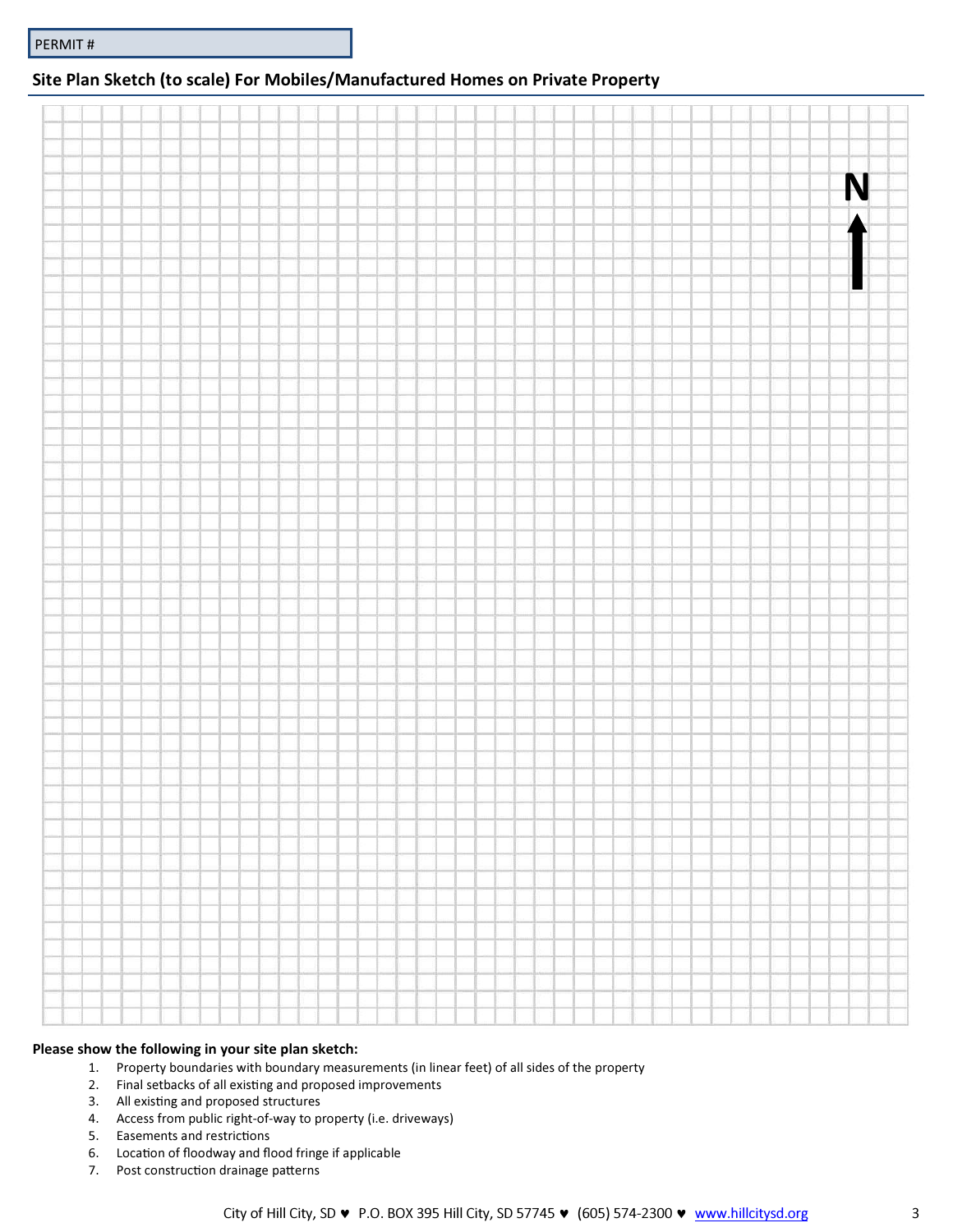PERMIT #

## Site Plan Sketch (to scale) For Mobiles/Manufactured Homes on Private Property

N

**Please show the following in your site plan sketch:**

1. Property boundaries with boundary measurements (in linear feet) of all sides of the property
2. Final setbacks of all existing and proposed improvements
3. All existing and proposed structures
4. Access from public right-of-way to property (i.e. driveways)
5. Easements and restrictions
6. Location of floodway and flood fringe if applicable
7. Post construction drainage patterns

City of Hill City, SD ♥ P.O. BOX 395 Hill City, SD 57745 ♥ (605) 574-2300 ♥ www.hillcitysd.org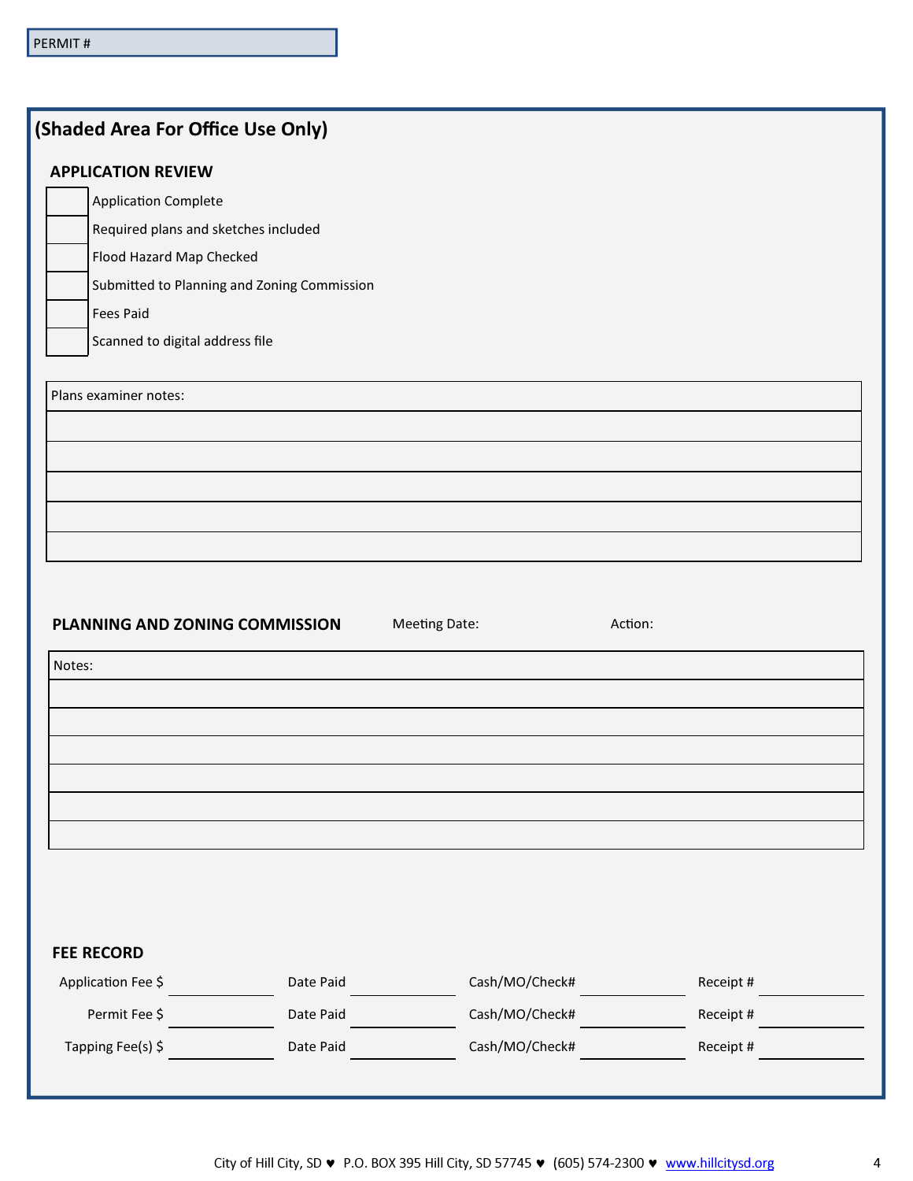PERMIT #

## (Shaded Area For Office Use Only)

### APPLICATION REVIEW

- [ ] Application Complete
- [ ] Required plans and sketches included
- [ ] Flood Hazard Map Checked
- [ ] Submitted to Planning and Zoning Commission
- [ ] Fees Paid
- [ ] Scanned to digital address file

| Plans examiner notes: |
|---|
| |
| |
| |
| |
| |

### PLANNING AND ZONING COMMISSION

Meeting Date: Action:

| Notes: |
|---|
| |
| |
| |
| |
| |
| |

### FEE RECORD

| | | | |
|---|---|---|---|
| Application Fee $ \_\_\_\_\_\_\_\_ | Date Paid \_\_\_\_\_\_\_\_ | Cash/MO/Check# \_\_\_\_\_\_\_\_ | Receipt # \_\_\_\_\_\_\_\_ |
| Permit Fee $ \_\_\_\_\_\_\_\_ | Date Paid \_\_\_\_\_\_\_\_ | Cash/MO/Check# \_\_\_\_\_\_\_\_ | Receipt # \_\_\_\_\_\_\_\_ |
| Tapping Fee(s) $ \_\_\_\_\_\_\_\_ | Date Paid \_\_\_\_\_\_\_\_ | Cash/MO/Check# \_\_\_\_\_\_\_\_ | Receipt # \_\_\_\_\_\_\_\_ |

City of Hill City, SD ♥ P.O. BOX 395 Hill City, SD 57745 ♥ (605) 574-2300 ♥ www.hillcitysd.org